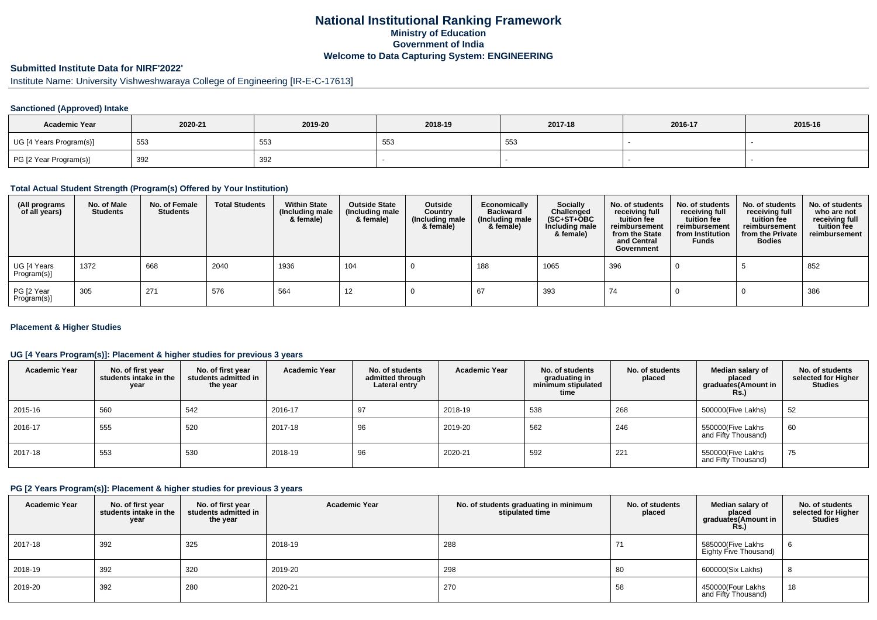# National Institutional Ranking Framework

## Ministry of Education

## Government of India

## Welcome to Data Capturing System: ENGINEERING

### Submitted Institute Data for NIRF'2022'

Institute Name: University Vishweshwaraya College of Engineering [IR-E-C-17613]

#### Sanctioned (Approved) Intake

| Academic Year | 2020-21 | 2019-20 | 2018-19 | 2017-18 | 2016-17 | 2015-16 |
|---|---|---|---|---|---|---|
| UG [4 Years Program(s)] | 553 | 553 | 553 | 553 | - | - |
| PG [2 Year Program(s)] | 392 | 392 | - | - | - | - |

#### Total Actual Student Strength (Program(s) Offered by Your Institution)

| (All programs of all years) | No. of Male Students | No. of Female Students | Total Students | Within State (Including male & female) | Outside State (Including male & female) | Outside Country (Including male & female) | Economically Backward (Including male & female) | Socially Challenged (SC+ST+OBC Including male & female) | No. of students receiving full tuition fee reimbursement from the State and Central Government | No. of students receiving full tuition fee reimbursement from Institution Funds | No. of students receiving full tuition fee reimbursement from the Private Bodies | No. of students who are not receiving full tuition fee reimbursement |
|---|---|---|---|---|---|---|---|---|---|---|---|---|
| UG [4 Years Program(s)] | 1372 | 668 | 2040 | 1936 | 104 | 0 | 188 | 1065 | 396 | 0 | 5 | 852 |
| PG [2 Year Program(s)] | 305 | 271 | 576 | 564 | 12 | 0 | 67 | 393 | 74 | 0 | 0 | 386 |

#### Placement & Higher Studies

#### UG [4 Years Program(s)]: Placement & higher studies for previous 3 years

| Academic Year | No. of first year students intake in the year | No. of first year students admitted in the year | Academic Year | No. of students admitted through Lateral entry | Academic Year | No. of students graduating in minimum stipulated time | No. of students placed | Median salary of placed graduates(Amount in Rs.) | No. of students selected for Higher Studies |
|---|---|---|---|---|---|---|---|---|---|
| 2015-16 | 560 | 542 | 2016-17 | 97 | 2018-19 | 538 | 268 | 500000(Five Lakhs) | 52 |
| 2016-17 | 555 | 520 | 2017-18 | 96 | 2019-20 | 562 | 246 | 550000(Five Lakhs and Fifty Thousand) | 60 |
| 2017-18 | 553 | 530 | 2018-19 | 96 | 2020-21 | 592 | 221 | 550000(Five Lakhs and Fifty Thousand) | 75 |

#### PG [2 Years Program(s)]: Placement & higher studies for previous 3 years

| Academic Year | No. of first year students intake in the year | No. of first year students admitted in the year | Academic Year | No. of students graduating in minimum stipulated time | No. of students placed | Median salary of placed graduates(Amount in Rs.) | No. of students selected for Higher Studies |
|---|---|---|---|---|---|---|---|
| 2017-18 | 392 | 325 | 2018-19 | 288 | 71 | 585000(Five Lakhs Eighty Five Thousand) | 6 |
| 2018-19 | 392 | 320 | 2019-20 | 298 | 80 | 600000(Six Lakhs) | 8 |
| 2019-20 | 392 | 280 | 2020-21 | 270 | 58 | 450000(Four Lakhs and Fifty Thousand) | 18 |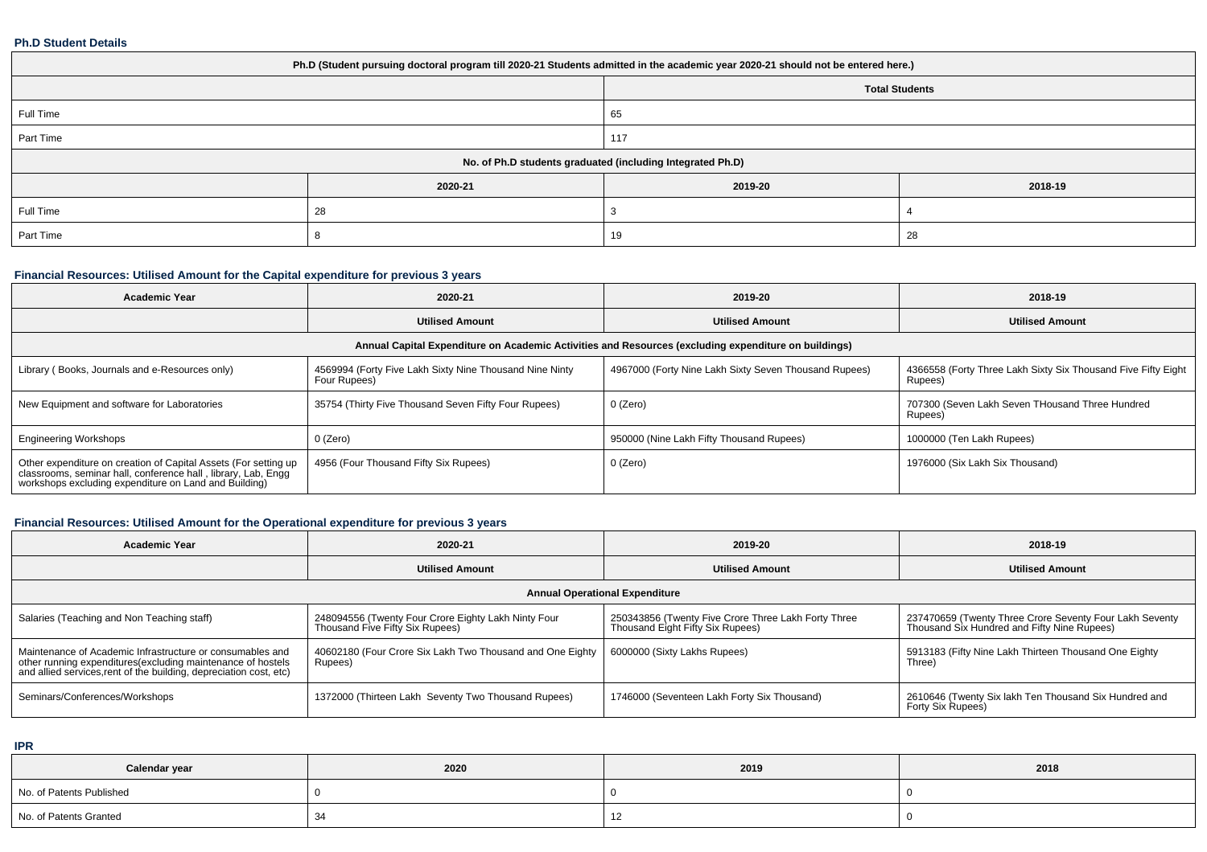### Ph.D Student Details

| Ph.D (Student pursuing doctoral program till 2020-21 Students admitted in the academic year 2020-21 should not be entered here.) | | | |
|---|---|---|---|
| | | Total Students | |
| Full Time | | 65 | |
| Part Time | | 117 | |
| No. of Ph.D students graduated (including Integrated Ph.D) | | | |
| | 2020-21 | 2019-20 | 2018-19 |
| Full Time | 28 | 3 | 4 |
| Part Time | 8 | 19 | 28 |

### Financial Resources: Utilised Amount for the Capital expenditure for previous 3 years

| Academic Year | 2020-21 | 2019-20 | 2018-19 |
|---|---|---|---|
| | Utilised Amount | Utilised Amount | Utilised Amount |
| Annual Capital Expenditure on Academic Activities and Resources (excluding expenditure on buildings) | | | |
| Library ( Books, Journals and e-Resources only) | 4569994 (Forty Five Lakh Sixty Nine Thousand Nine Ninty Four Rupees) | 4967000 (Forty Nine Lakh Sixty Seven Thousand Rupees) | 4366558 (Forty Three Lakh Sixty Six Thousand Five Fifty Eight Rupees) |
| New Equipment and software for Laboratories | 35754 (Thirty Five Thousand Seven Fifty Four Rupees) | 0 (Zero) | 707300 (Seven Lakh Seven THousand Three Hundred Rupees) |
| Engineering Workshops | 0 (Zero) | 950000 (Nine Lakh Fifty Thousand Rupees) | 1000000 (Ten Lakh Rupees) |
| Other expenditure on creation of Capital Assets (For setting up classrooms, seminar hall, conference hall , library, Lab, Engg workshops excluding expenditure on Land and Building) | 4956 (Four Thousand Fifty Six Rupees) | 0 (Zero) | 1976000 (Six Lakh Six Thousand) |

### Financial Resources: Utilised Amount for the Operational expenditure for previous 3 years

| Academic Year | 2020-21 | 2019-20 | 2018-19 |
|---|---|---|---|
| | Utilised Amount | Utilised Amount | Utilised Amount |
| Annual Operational Expenditure | | | |
| Salaries (Teaching and Non Teaching staff) | 248094556 (Twenty Four Crore Eighty Lakh Ninty Four Thousand Five Fifty Six Rupees) | 250343856 (Twenty Five Crore Three Lakh Forty Three Thousand Eight Fifty Six Rupees) | 237470659 (Twenty Three Crore Seventy Four Lakh Seventy Thousand Six Hundred and Fifty Nine Rupees) |
| Maintenance of Academic Infrastructure or consumables and other running expenditures(excluding maintenance of hostels and allied services,rent of the building, depreciation cost, etc) | 40602180 (Four Crore Six Lakh Two Thousand and One Eighty Rupees) | 6000000 (Sixty Lakhs Rupees) | 5913183 (Fifty Nine Lakh Thirteen Thousand One Eighty Three) |
| Seminars/Conferences/Workshops | 1372000 (Thirteen Lakh Seventy Two Thousand Rupees) | 1746000 (Seventeen Lakh Forty Six Thousand) | 2610646 (Twenty Six lakh Ten Thousand Six Hundred and Forty Six Rupees) |

### IPR

| Calendar year | 2020 | 2019 | 2018 |
|---|---|---|---|
| No. of Patents Published | 0 | 0 | 0 |
| No. of Patents Granted | 34 | 12 | 0 |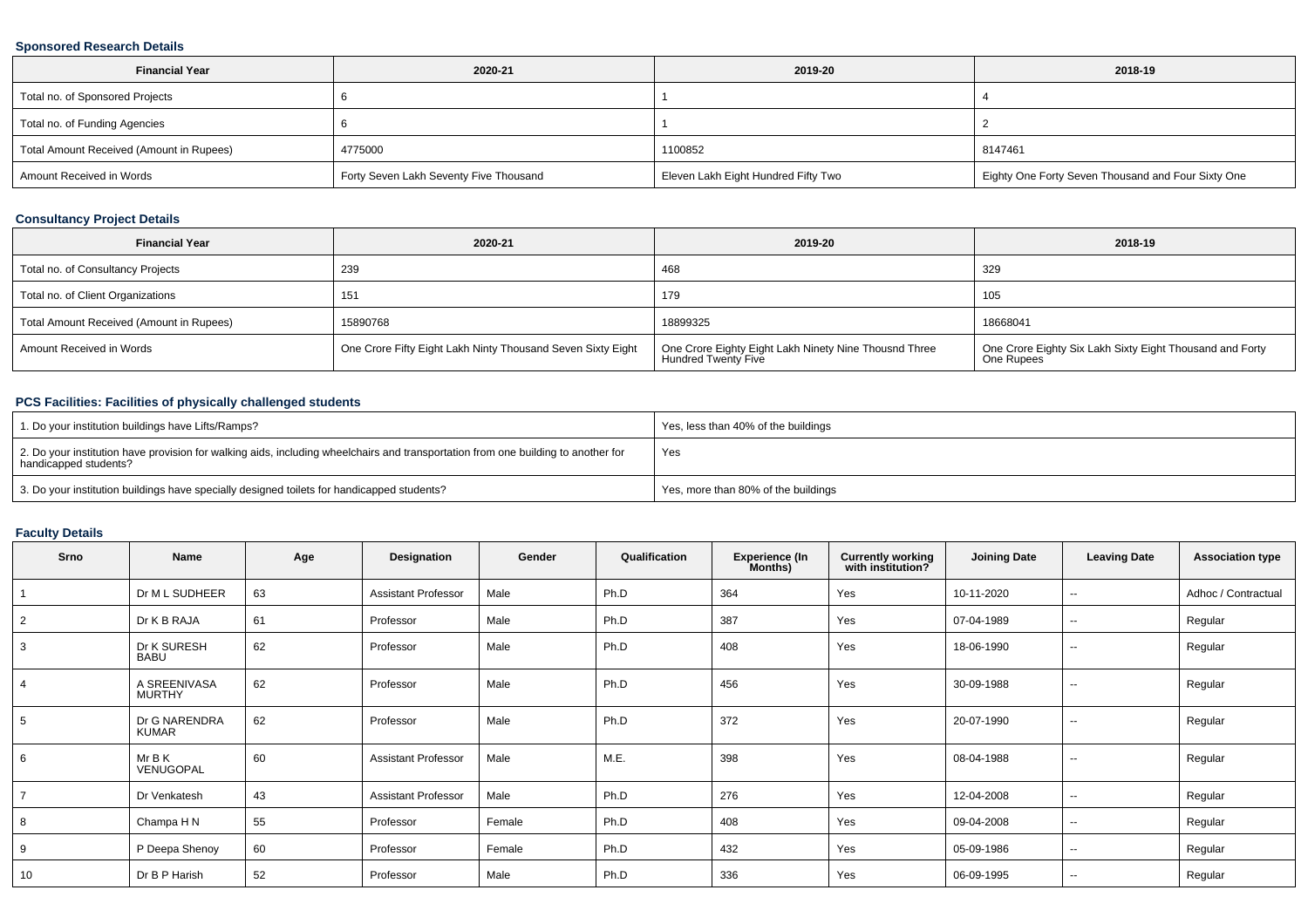### Sponsored Research Details

| Financial Year | 2020-21 | 2019-20 | 2018-19 |
|---|---|---|---|
| Total no. of Sponsored Projects | 6 | 1 | 4 |
| Total no. of Funding Agencies | 6 | 1 | 2 |
| Total Amount Received (Amount in Rupees) | 4775000 | 1100852 | 8147461 |
| Amount Received in Words | Forty Seven Lakh Seventy Five Thousand | Eleven Lakh Eight Hundred Fifty Two | Eighty One Forty Seven Thousand and Four Sixty One |

### Consultancy Project Details

| Financial Year | 2020-21 | 2019-20 | 2018-19 |
|---|---|---|---|
| Total no. of Consultancy Projects | 239 | 468 | 329 |
| Total no. of Client Organizations | 151 | 179 | 105 |
| Total Amount Received (Amount in Rupees) | 15890768 | 18899325 | 18668041 |
| Amount Received in Words | One Crore Fifty Eight Lakh Ninty Thousand Seven Sixty Eight | One Crore Eighty Eight Lakh Ninety Nine Thousnd Three Hundred Twenty Five | One Crore Eighty Six Lakh Sixty Eight Thousand and Forty One Rupees |

### PCS Facilities: Facilities of physically challenged students

| | |
|---|---|
| 1. Do your institution buildings have Lifts/Ramps? | Yes, less than 40% of the buildings |
| 2. Do your institution have provision for walking aids, including wheelchairs and transportation from one building to another for handicapped students? | Yes |
| 3. Do your institution buildings have specially designed toilets for handicapped students? | Yes, more than 80% of the buildings |

### Faculty Details

| Srno | Name | Age | Designation | Gender | Qualification | Experience (In Months) | Currently working with institution? | Joining Date | Leaving Date | Association type |
|---|---|---|---|---|---|---|---|---|---|---|
| 1 | Dr M L SUDHEER | 63 | Assistant Professor | Male | Ph.D | 364 | Yes | 10-11-2020 | -- | Adhoc / Contractual |
| 2 | Dr K B RAJA | 61 | Professor | Male | Ph.D | 387 | Yes | 07-04-1989 | -- | Regular |
| 3 | Dr K SURESH BABU | 62 | Professor | Male | Ph.D | 408 | Yes | 18-06-1990 | -- | Regular |
| 4 | A SREENIVASA MURTHY | 62 | Professor | Male | Ph.D | 456 | Yes | 30-09-1988 | -- | Regular |
| 5 | Dr G NARENDRA KUMAR | 62 | Professor | Male | Ph.D | 372 | Yes | 20-07-1990 | -- | Regular |
| 6 | Mr B K VENUGOPAL | 60 | Assistant Professor | Male | M.E. | 398 | Yes | 08-04-1988 | -- | Regular |
| 7 | Dr Venkatesh | 43 | Assistant Professor | Male | Ph.D | 276 | Yes | 12-04-2008 | -- | Regular |
| 8 | Champa H N | 55 | Professor | Female | Ph.D | 408 | Yes | 09-04-2008 | -- | Regular |
| 9 | P Deepa Shenoy | 60 | Professor | Female | Ph.D | 432 | Yes | 05-09-1986 | -- | Regular |
| 10 | Dr B P Harish | 52 | Professor | Male | Ph.D | 336 | Yes | 06-09-1995 | -- | Regular |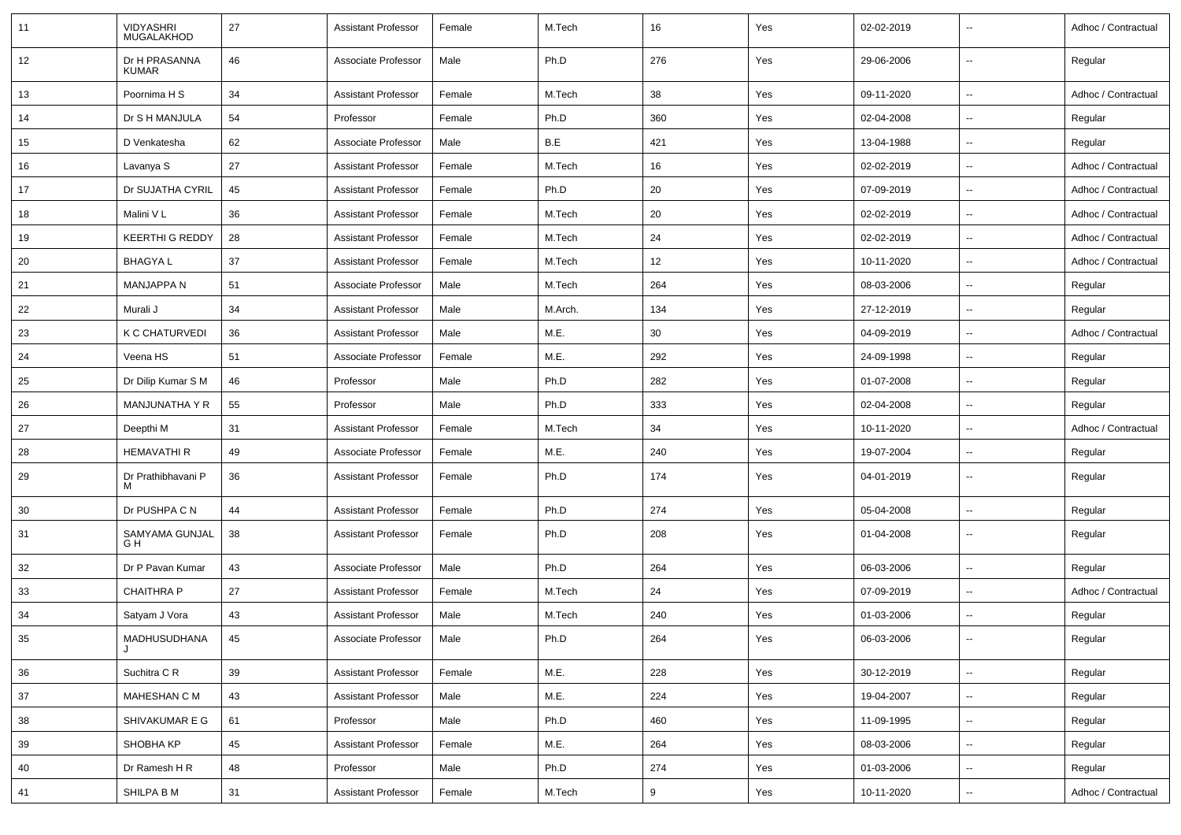| 11 | VIDYASHRI MUGALAKHOD | 27 | Assistant Professor | Female | M.Tech | 16 | Yes | 02-02-2019 | -- | Adhoc / Contractual |
|---|---|---|---|---|---|---|---|---|---|---|
| 12 | Dr H PRASANNA KUMAR | 46 | Associate Professor | Male | Ph.D | 276 | Yes | 29-06-2006 | -- | Regular |
| 13 | Poornima H S | 34 | Assistant Professor | Female | M.Tech | 38 | Yes | 09-11-2020 | -- | Adhoc / Contractual |
| 14 | Dr S H MANJULA | 54 | Professor | Female | Ph.D | 360 | Yes | 02-04-2008 | -- | Regular |
| 15 | D Venkatesha | 62 | Associate Professor | Male | B.E | 421 | Yes | 13-04-1988 | -- | Regular |
| 16 | Lavanya S | 27 | Assistant Professor | Female | M.Tech | 16 | Yes | 02-02-2019 | -- | Adhoc / Contractual |
| 17 | Dr SUJATHA CYRIL | 45 | Assistant Professor | Female | Ph.D | 20 | Yes | 07-09-2019 | -- | Adhoc / Contractual |
| 18 | Malini V L | 36 | Assistant Professor | Female | M.Tech | 20 | Yes | 02-02-2019 | -- | Adhoc / Contractual |
| 19 | KEERTHI G REDDY | 28 | Assistant Professor | Female | M.Tech | 24 | Yes | 02-02-2019 | -- | Adhoc / Contractual |
| 20 | BHAGYA L | 37 | Assistant Professor | Female | M.Tech | 12 | Yes | 10-11-2020 | -- | Adhoc / Contractual |
| 21 | MANJAPPA N | 51 | Associate Professor | Male | M.Tech | 264 | Yes | 08-03-2006 | -- | Regular |
| 22 | Murali J | 34 | Assistant Professor | Male | M.Arch. | 134 | Yes | 27-12-2019 | -- | Regular |
| 23 | K C CHATURVEDI | 36 | Assistant Professor | Male | M.E. | 30 | Yes | 04-09-2019 | -- | Adhoc / Contractual |
| 24 | Veena HS | 51 | Associate Professor | Female | M.E. | 292 | Yes | 24-09-1998 | -- | Regular |
| 25 | Dr Dilip Kumar S M | 46 | Professor | Male | Ph.D | 282 | Yes | 01-07-2008 | -- | Regular |
| 26 | MANJUNATHA Y R | 55 | Professor | Male | Ph.D | 333 | Yes | 02-04-2008 | -- | Regular |
| 27 | Deepthi M | 31 | Assistant Professor | Female | M.Tech | 34 | Yes | 10-11-2020 | -- | Adhoc / Contractual |
| 28 | HEMAVATHI R | 49 | Associate Professor | Female | M.E. | 240 | Yes | 19-07-2004 | -- | Regular |
| 29 | Dr Prathibhavani P M | 36 | Assistant Professor | Female | Ph.D | 174 | Yes | 04-01-2019 | -- | Regular |
| 30 | Dr PUSHPA C N | 44 | Assistant Professor | Female | Ph.D | 274 | Yes | 05-04-2008 | -- | Regular |
| 31 | SAMYAMA GUNJAL G H | 38 | Assistant Professor | Female | Ph.D | 208 | Yes | 01-04-2008 | -- | Regular |
| 32 | Dr P Pavan Kumar | 43 | Associate Professor | Male | Ph.D | 264 | Yes | 06-03-2006 | -- | Regular |
| 33 | CHAITHRA P | 27 | Assistant Professor | Female | M.Tech | 24 | Yes | 07-09-2019 | -- | Adhoc / Contractual |
| 34 | Satyam J Vora | 43 | Assistant Professor | Male | M.Tech | 240 | Yes | 01-03-2006 | -- | Regular |
| 35 | MADHUSUDHANA J | 45 | Associate Professor | Male | Ph.D | 264 | Yes | 06-03-2006 | -- | Regular |
| 36 | Suchitra C R | 39 | Assistant Professor | Female | M.E. | 228 | Yes | 30-12-2019 | -- | Regular |
| 37 | MAHESHAN C M | 43 | Assistant Professor | Male | M.E. | 224 | Yes | 19-04-2007 | -- | Regular |
| 38 | SHIVAKUMAR E G | 61 | Professor | Male | Ph.D | 460 | Yes | 11-09-1995 | -- | Regular |
| 39 | SHOBHA KP | 45 | Assistant Professor | Female | M.E. | 264 | Yes | 08-03-2006 | -- | Regular |
| 40 | Dr Ramesh H R | 48 | Professor | Male | Ph.D | 274 | Yes | 01-03-2006 | -- | Regular |
| 41 | SHILPA B M | 31 | Assistant Professor | Female | M.Tech | 9 | Yes | 10-11-2020 | -- | Adhoc / Contractual |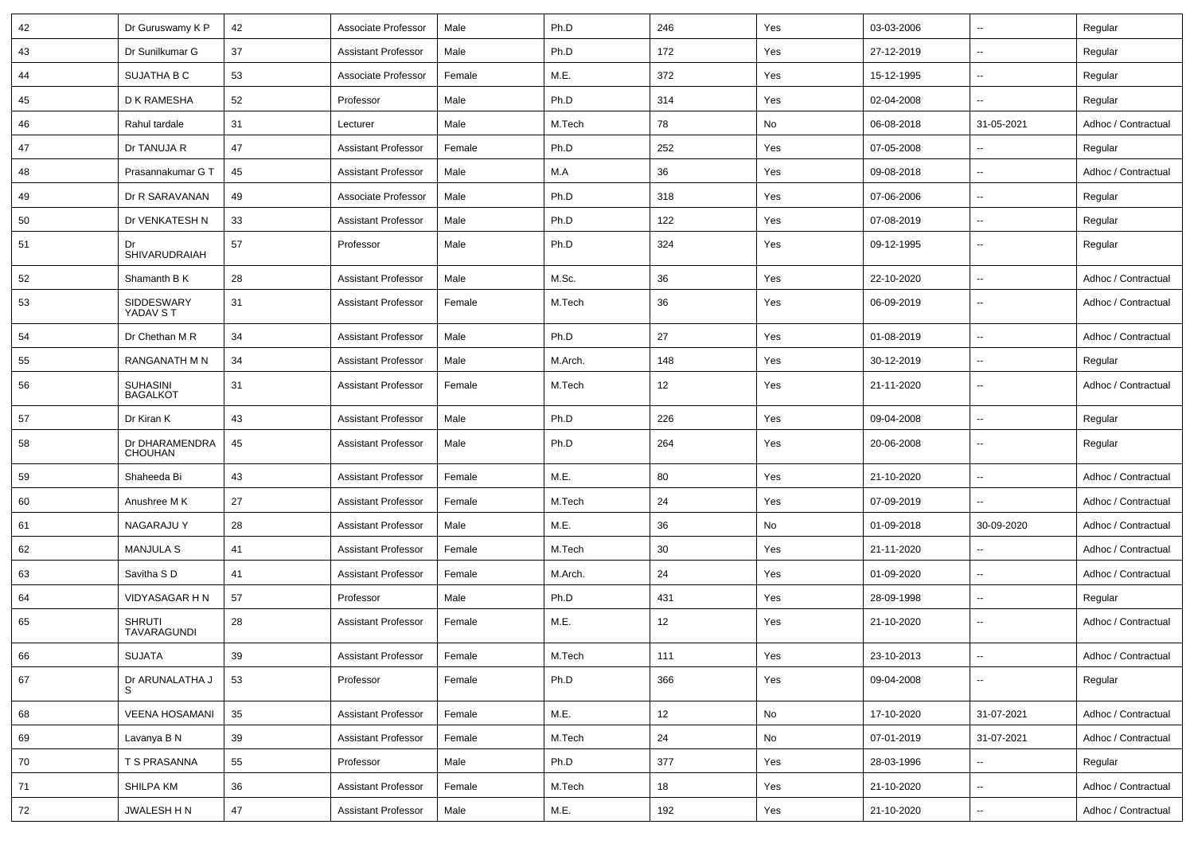| 42 | Dr Guruswamy K P | 42 | Associate Professor | Male | Ph.D | 246 | Yes | 03-03-2006 | -- | Regular |
|---|---|---|---|---|---|---|---|---|---|---|
| 43 | Dr Sunilkumar G | 37 | Assistant Professor | Male | Ph.D | 172 | Yes | 27-12-2019 | -- | Regular |
| 44 | SUJATHA B C | 53 | Associate Professor | Female | M.E. | 372 | Yes | 15-12-1995 | -- | Regular |
| 45 | D K RAMESHA | 52 | Professor | Male | Ph.D | 314 | Yes | 02-04-2008 | -- | Regular |
| 46 | Rahul tardale | 31 | Lecturer | Male | M.Tech | 78 | No | 06-08-2018 | 31-05-2021 | Adhoc / Contractual |
| 47 | Dr TANUJA R | 47 | Assistant Professor | Female | Ph.D | 252 | Yes | 07-05-2008 | -- | Regular |
| 48 | Prasannakumar G T | 45 | Assistant Professor | Male | M.A | 36 | Yes | 09-08-2018 | -- | Adhoc / Contractual |
| 49 | Dr R SARAVANAN | 49 | Associate Professor | Male | Ph.D | 318 | Yes | 07-06-2006 | -- | Regular |
| 50 | Dr VENKATESH N | 33 | Assistant Professor | Male | Ph.D | 122 | Yes | 07-08-2019 | -- | Regular |
| 51 | Dr SHIVARUDRAIAH | 57 | Professor | Male | Ph.D | 324 | Yes | 09-12-1995 | -- | Regular |
| 52 | Shamanth B K | 28 | Assistant Professor | Male | M.Sc. | 36 | Yes | 22-10-2020 | -- | Adhoc / Contractual |
| 53 | SIDDESWARY YADAV S T | 31 | Assistant Professor | Female | M.Tech | 36 | Yes | 06-09-2019 | -- | Adhoc / Contractual |
| 54 | Dr Chethan M R | 34 | Assistant Professor | Male | Ph.D | 27 | Yes | 01-08-2019 | -- | Adhoc / Contractual |
| 55 | RANGANATH M N | 34 | Assistant Professor | Male | M.Arch. | 148 | Yes | 30-12-2019 | -- | Regular |
| 56 | SUHASINI BAGALKOT | 31 | Assistant Professor | Female | M.Tech | 12 | Yes | 21-11-2020 | -- | Adhoc / Contractual |
| 57 | Dr Kiran K | 43 | Assistant Professor | Male | Ph.D | 226 | Yes | 09-04-2008 | -- | Regular |
| 58 | Dr DHARAMENDRA CHOUHAN | 45 | Assistant Professor | Male | Ph.D | 264 | Yes | 20-06-2008 | -- | Regular |
| 59 | Shaheeda Bi | 43 | Assistant Professor | Female | M.E. | 80 | Yes | 21-10-2020 | -- | Adhoc / Contractual |
| 60 | Anushree M K | 27 | Assistant Professor | Female | M.Tech | 24 | Yes | 07-09-2019 | -- | Adhoc / Contractual |
| 61 | NAGARAJU Y | 28 | Assistant Professor | Male | M.E. | 36 | No | 01-09-2018 | 30-09-2020 | Adhoc / Contractual |
| 62 | MANJULA S | 41 | Assistant Professor | Female | M.Tech | 30 | Yes | 21-11-2020 | -- | Adhoc / Contractual |
| 63 | Savitha S D | 41 | Assistant Professor | Female | M.Arch. | 24 | Yes | 01-09-2020 | -- | Adhoc / Contractual |
| 64 | VIDYASAGAR H N | 57 | Professor | Male | Ph.D | 431 | Yes | 28-09-1998 | -- | Regular |
| 65 | SHRUTI TAVARAGUNDI | 28 | Assistant Professor | Female | M.E. | 12 | Yes | 21-10-2020 | -- | Adhoc / Contractual |
| 66 | SUJATA | 39 | Assistant Professor | Female | M.Tech | 111 | Yes | 23-10-2013 | -- | Adhoc / Contractual |
| 67 | Dr ARUNALATHA J S | 53 | Professor | Female | Ph.D | 366 | Yes | 09-04-2008 | -- | Regular |
| 68 | VEENA HOSAMANI | 35 | Assistant Professor | Female | M.E. | 12 | No | 17-10-2020 | 31-07-2021 | Adhoc / Contractual |
| 69 | Lavanya B N | 39 | Assistant Professor | Female | M.Tech | 24 | No | 07-01-2019 | 31-07-2021 | Adhoc / Contractual |
| 70 | T S PRASANNA | 55 | Professor | Male | Ph.D | 377 | Yes | 28-03-1996 | -- | Regular |
| 71 | SHILPA KM | 36 | Assistant Professor | Female | M.Tech | 18 | Yes | 21-10-2020 | -- | Adhoc / Contractual |
| 72 | JWALESH H N | 47 | Assistant Professor | Male | M.E. | 192 | Yes | 21-10-2020 | -- | Adhoc / Contractual |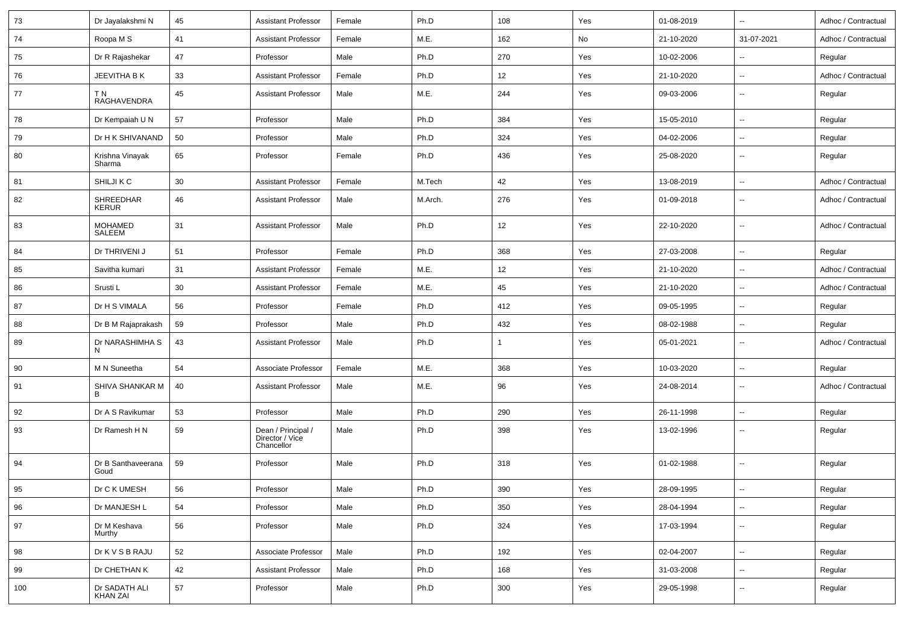| 73 | Dr Jayalakshmi N | 45 | Assistant Professor | Female | Ph.D | 108 | Yes | 01-08-2019 | -- | Adhoc / Contractual |
|---|---|---|---|---|---|---|---|---|---|---|
| 74 | Roopa M S | 41 | Assistant Professor | Female | M.E. | 162 | No | 21-10-2020 | 31-07-2021 | Adhoc / Contractual |
| 75 | Dr R Rajashekar | 47 | Professor | Male | Ph.D | 270 | Yes | 10-02-2006 | -- | Regular |
| 76 | JEEVITHA B K | 33 | Assistant Professor | Female | Ph.D | 12 | Yes | 21-10-2020 | -- | Adhoc / Contractual |
| 77 | T N RAGHAVENDRA | 45 | Assistant Professor | Male | M.E. | 244 | Yes | 09-03-2006 | -- | Regular |
| 78 | Dr Kempaiah U N | 57 | Professor | Male | Ph.D | 384 | Yes | 15-05-2010 | -- | Regular |
| 79 | Dr H K SHIVANAND | 50 | Professor | Male | Ph.D | 324 | Yes | 04-02-2006 | -- | Regular |
| 80 | Krishna Vinayak Sharma | 65 | Professor | Female | Ph.D | 436 | Yes | 25-08-2020 | -- | Regular |
| 81 | SHILJI K C | 30 | Assistant Professor | Female | M.Tech | 42 | Yes | 13-08-2019 | -- | Adhoc / Contractual |
| 82 | SHREEDHAR KERUR | 46 | Assistant Professor | Male | M.Arch. | 276 | Yes | 01-09-2018 | -- | Adhoc / Contractual |
| 83 | MOHAMED SALEEM | 31 | Assistant Professor | Male | Ph.D | 12 | Yes | 22-10-2020 | -- | Adhoc / Contractual |
| 84 | Dr THRIVENI J | 51 | Professor | Female | Ph.D | 368 | Yes | 27-03-2008 | -- | Regular |
| 85 | Savitha kumari | 31 | Assistant Professor | Female | M.E. | 12 | Yes | 21-10-2020 | -- | Adhoc / Contractual |
| 86 | Srusti L | 30 | Assistant Professor | Female | M.E. | 45 | Yes | 21-10-2020 | -- | Adhoc / Contractual |
| 87 | Dr H S VIMALA | 56 | Professor | Female | Ph.D | 412 | Yes | 09-05-1995 | -- | Regular |
| 88 | Dr B M Rajaprakash | 59 | Professor | Male | Ph.D | 432 | Yes | 08-02-1988 | -- | Regular |
| 89 | Dr NARASHIMHA S N | 43 | Assistant Professor | Male | Ph.D | 1 | Yes | 05-01-2021 | -- | Adhoc / Contractual |
| 90 | M N Suneetha | 54 | Associate Professor | Female | M.E. | 368 | Yes | 10-03-2020 | -- | Regular |
| 91 | SHIVA SHANKAR M B | 40 | Assistant Professor | Male | M.E. | 96 | Yes | 24-08-2014 | -- | Adhoc / Contractual |
| 92 | Dr A S Ravikumar | 53 | Professor | Male | Ph.D | 290 | Yes | 26-11-1998 | -- | Regular |
| 93 | Dr Ramesh H N | 59 | Dean / Principal / Director / Vice Chancellor | Male | Ph.D | 398 | Yes | 13-02-1996 | -- | Regular |
| 94 | Dr B Santhaveerana Goud | 59 | Professor | Male | Ph.D | 318 | Yes | 01-02-1988 | -- | Regular |
| 95 | Dr C K UMESH | 56 | Professor | Male | Ph.D | 390 | Yes | 28-09-1995 | -- | Regular |
| 96 | Dr MANJESH L | 54 | Professor | Male | Ph.D | 350 | Yes | 28-04-1994 | -- | Regular |
| 97 | Dr M Keshava Murthy | 56 | Professor | Male | Ph.D | 324 | Yes | 17-03-1994 | -- | Regular |
| 98 | Dr K V S B RAJU | 52 | Associate Professor | Male | Ph.D | 192 | Yes | 02-04-2007 | -- | Regular |
| 99 | Dr CHETHAN K | 42 | Assistant Professor | Male | Ph.D | 168 | Yes | 31-03-2008 | -- | Regular |
| 100 | Dr SADATH ALI KHAN ZAI | 57 | Professor | Male | Ph.D | 300 | Yes | 29-05-1998 | -- | Regular |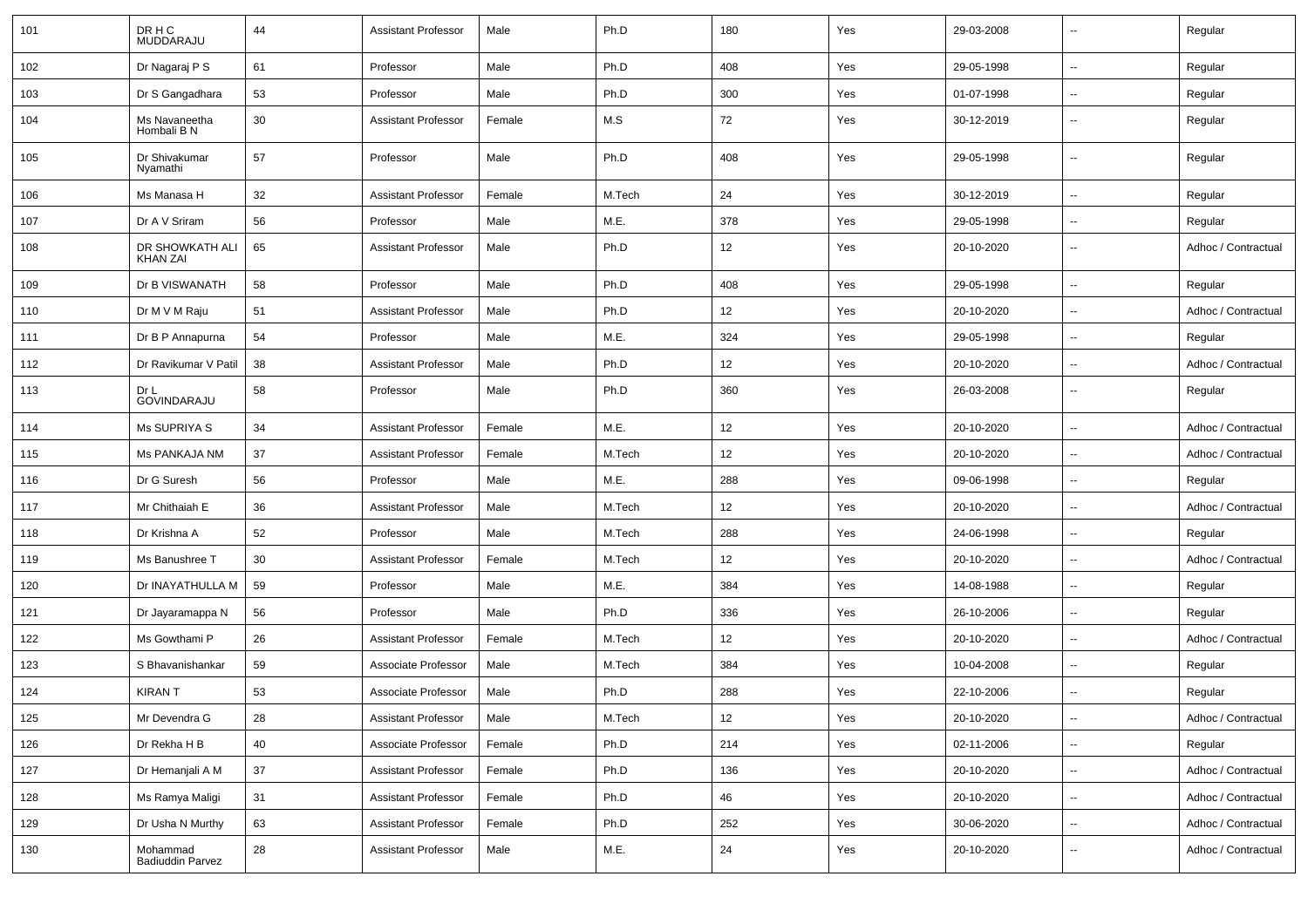| | | | | | | | | | | |
|---|---|---|---|---|---|---|---|---|---|---|
| 101 | DR H C MUDDARAJU | 44 | Assistant Professor | Male | Ph.D | 180 | Yes | 29-03-2008 | -- | Regular |
| 102 | Dr Nagaraj P S | 61 | Professor | Male | Ph.D | 408 | Yes | 29-05-1998 | -- | Regular |
| 103 | Dr S Gangadhara | 53 | Professor | Male | Ph.D | 300 | Yes | 01-07-1998 | -- | Regular |
| 104 | Ms Navaneetha Hombali B N | 30 | Assistant Professor | Female | M.S | 72 | Yes | 30-12-2019 | -- | Regular |
| 105 | Dr Shivakumar Nyamathi | 57 | Professor | Male | Ph.D | 408 | Yes | 29-05-1998 | -- | Regular |
| 106 | Ms Manasa H | 32 | Assistant Professor | Female | M.Tech | 24 | Yes | 30-12-2019 | -- | Regular |
| 107 | Dr A V Sriram | 56 | Professor | Male | M.E. | 378 | Yes | 29-05-1998 | -- | Regular |
| 108 | DR SHOWKATH ALI KHAN ZAI | 65 | Assistant Professor | Male | Ph.D | 12 | Yes | 20-10-2020 | -- | Adhoc / Contractual |
| 109 | Dr B VISWANATH | 58 | Professor | Male | Ph.D | 408 | Yes | 29-05-1998 | -- | Regular |
| 110 | Dr M V M Raju | 51 | Assistant Professor | Male | Ph.D | 12 | Yes | 20-10-2020 | -- | Adhoc / Contractual |
| 111 | Dr B P Annapurna | 54 | Professor | Male | M.E. | 324 | Yes | 29-05-1998 | -- | Regular |
| 112 | Dr Ravikumar V Patil | 38 | Assistant Professor | Male | Ph.D | 12 | Yes | 20-10-2020 | -- | Adhoc / Contractual |
| 113 | Dr L GOVINDARAJU | 58 | Professor | Male | Ph.D | 360 | Yes | 26-03-2008 | -- | Regular |
| 114 | Ms SUPRIYA S | 34 | Assistant Professor | Female | M.E. | 12 | Yes | 20-10-2020 | -- | Adhoc / Contractual |
| 115 | Ms PANKAJA NM | 37 | Assistant Professor | Female | M.Tech | 12 | Yes | 20-10-2020 | -- | Adhoc / Contractual |
| 116 | Dr G Suresh | 56 | Professor | Male | M.E. | 288 | Yes | 09-06-1998 | -- | Regular |
| 117 | Mr Chithaiah E | 36 | Assistant Professor | Male | M.Tech | 12 | Yes | 20-10-2020 | -- | Adhoc / Contractual |
| 118 | Dr Krishna A | 52 | Professor | Male | M.Tech | 288 | Yes | 24-06-1998 | -- | Regular |
| 119 | Ms Banushree T | 30 | Assistant Professor | Female | M.Tech | 12 | Yes | 20-10-2020 | -- | Adhoc / Contractual |
| 120 | Dr INAYATHULLA M | 59 | Professor | Male | M.E. | 384 | Yes | 14-08-1988 | -- | Regular |
| 121 | Dr Jayaramappa N | 56 | Professor | Male | Ph.D | 336 | Yes | 26-10-2006 | -- | Regular |
| 122 | Ms Gowthami P | 26 | Assistant Professor | Female | M.Tech | 12 | Yes | 20-10-2020 | -- | Adhoc / Contractual |
| 123 | S Bhavanishankar | 59 | Associate Professor | Male | M.Tech | 384 | Yes | 10-04-2008 | -- | Regular |
| 124 | KIRAN T | 53 | Associate Professor | Male | Ph.D | 288 | Yes | 22-10-2006 | -- | Regular |
| 125 | Mr Devendra G | 28 | Assistant Professor | Male | M.Tech | 12 | Yes | 20-10-2020 | -- | Adhoc / Contractual |
| 126 | Dr Rekha H B | 40 | Associate Professor | Female | Ph.D | 214 | Yes | 02-11-2006 | -- | Regular |
| 127 | Dr Hemanjali A M | 37 | Assistant Professor | Female | Ph.D | 136 | Yes | 20-10-2020 | -- | Adhoc / Contractual |
| 128 | Ms Ramya Maligi | 31 | Assistant Professor | Female | Ph.D | 46 | Yes | 20-10-2020 | -- | Adhoc / Contractual |
| 129 | Dr Usha N Murthy | 63 | Assistant Professor | Female | Ph.D | 252 | Yes | 30-06-2020 | -- | Adhoc / Contractual |
| 130 | Mohammad Badiuddin Parvez | 28 | Assistant Professor | Male | M.E. | 24 | Yes | 20-10-2020 | -- | Adhoc / Contractual |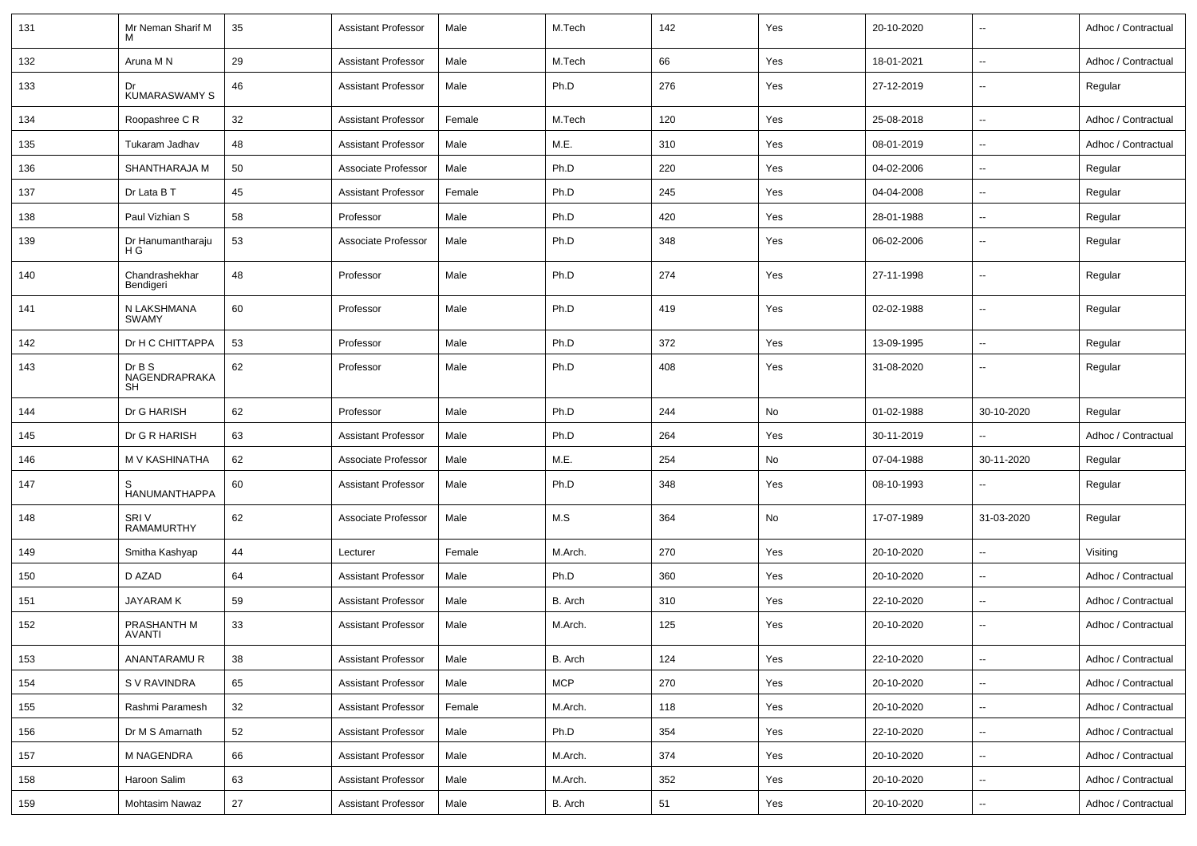| 131 | Mr Neman Sharif M M | 35 | Assistant Professor | Male | M.Tech | 142 | Yes | 20-10-2020 | -- | Adhoc / Contractual |
|---|---|---|---|---|---|---|---|---|---|---|
| 132 | Aruna M N | 29 | Assistant Professor | Male | M.Tech | 66 | Yes | 18-01-2021 | -- | Adhoc / Contractual |
| 133 | Dr KUMARASWAMY S | 46 | Assistant Professor | Male | Ph.D | 276 | Yes | 27-12-2019 | -- | Regular |
| 134 | Roopashree C R | 32 | Assistant Professor | Female | M.Tech | 120 | Yes | 25-08-2018 | -- | Adhoc / Contractual |
| 135 | Tukaram Jadhav | 48 | Assistant Professor | Male | M.E. | 310 | Yes | 08-01-2019 | -- | Adhoc / Contractual |
| 136 | SHANTHARAJA M | 50 | Associate Professor | Male | Ph.D | 220 | Yes | 04-02-2006 | -- | Regular |
| 137 | Dr Lata B T | 45 | Assistant Professor | Female | Ph.D | 245 | Yes | 04-04-2008 | -- | Regular |
| 138 | Paul Vizhian S | 58 | Professor | Male | Ph.D | 420 | Yes | 28-01-1988 | -- | Regular |
| 139 | Dr Hanumantharaju H G | 53 | Associate Professor | Male | Ph.D | 348 | Yes | 06-02-2006 | -- | Regular |
| 140 | Chandrashekhar Bendigeri | 48 | Professor | Male | Ph.D | 274 | Yes | 27-11-1998 | -- | Regular |
| 141 | N LAKSHMANA SWAMY | 60 | Professor | Male | Ph.D | 419 | Yes | 02-02-1988 | -- | Regular |
| 142 | Dr H C CHITTAPPA | 53 | Professor | Male | Ph.D | 372 | Yes | 13-09-1995 | -- | Regular |
| 143 | Dr B S NAGENDRAPRAKASH | 62 | Professor | Male | Ph.D | 408 | Yes | 31-08-2020 | -- | Regular |
| 144 | Dr G HARISH | 62 | Professor | Male | Ph.D | 244 | No | 01-02-1988 | 30-10-2020 | Regular |
| 145 | Dr G R HARISH | 63 | Assistant Professor | Male | Ph.D | 264 | Yes | 30-11-2019 | -- | Adhoc / Contractual |
| 146 | M V KASHINATHA | 62 | Associate Professor | Male | M.E. | 254 | No | 07-04-1988 | 30-11-2020 | Regular |
| 147 | S HANUMANTHAPPA | 60 | Assistant Professor | Male | Ph.D | 348 | Yes | 08-10-1993 | -- | Regular |
| 148 | SRI V RAMAMURTHY | 62 | Associate Professor | Male | M.S | 364 | No | 17-07-1989 | 31-03-2020 | Regular |
| 149 | Smitha Kashyap | 44 | Lecturer | Female | M.Arch. | 270 | Yes | 20-10-2020 | -- | Visiting |
| 150 | D AZAD | 64 | Assistant Professor | Male | Ph.D | 360 | Yes | 20-10-2020 | -- | Adhoc / Contractual |
| 151 | JAYARAM K | 59 | Assistant Professor | Male | B. Arch | 310 | Yes | 22-10-2020 | -- | Adhoc / Contractual |
| 152 | PRASHANTH M AVANTI | 33 | Assistant Professor | Male | M.Arch. | 125 | Yes | 20-10-2020 | -- | Adhoc / Contractual |
| 153 | ANANTARAMU R | 38 | Assistant Professor | Male | B. Arch | 124 | Yes | 22-10-2020 | -- | Adhoc / Contractual |
| 154 | S V RAVINDRA | 65 | Assistant Professor | Male | MCP | 270 | Yes | 20-10-2020 | -- | Adhoc / Contractual |
| 155 | Rashmi Paramesh | 32 | Assistant Professor | Female | M.Arch. | 118 | Yes | 20-10-2020 | -- | Adhoc / Contractual |
| 156 | Dr M S Amarnath | 52 | Assistant Professor | Male | Ph.D | 354 | Yes | 22-10-2020 | -- | Adhoc / Contractual |
| 157 | M NAGENDRA | 66 | Assistant Professor | Male | M.Arch. | 374 | Yes | 20-10-2020 | -- | Adhoc / Contractual |
| 158 | Haroon Salim | 63 | Assistant Professor | Male | M.Arch. | 352 | Yes | 20-10-2020 | -- | Adhoc / Contractual |
| 159 | Mohtasim Nawaz | 27 | Assistant Professor | Male | B. Arch | 51 | Yes | 20-10-2020 | -- | Adhoc / Contractual |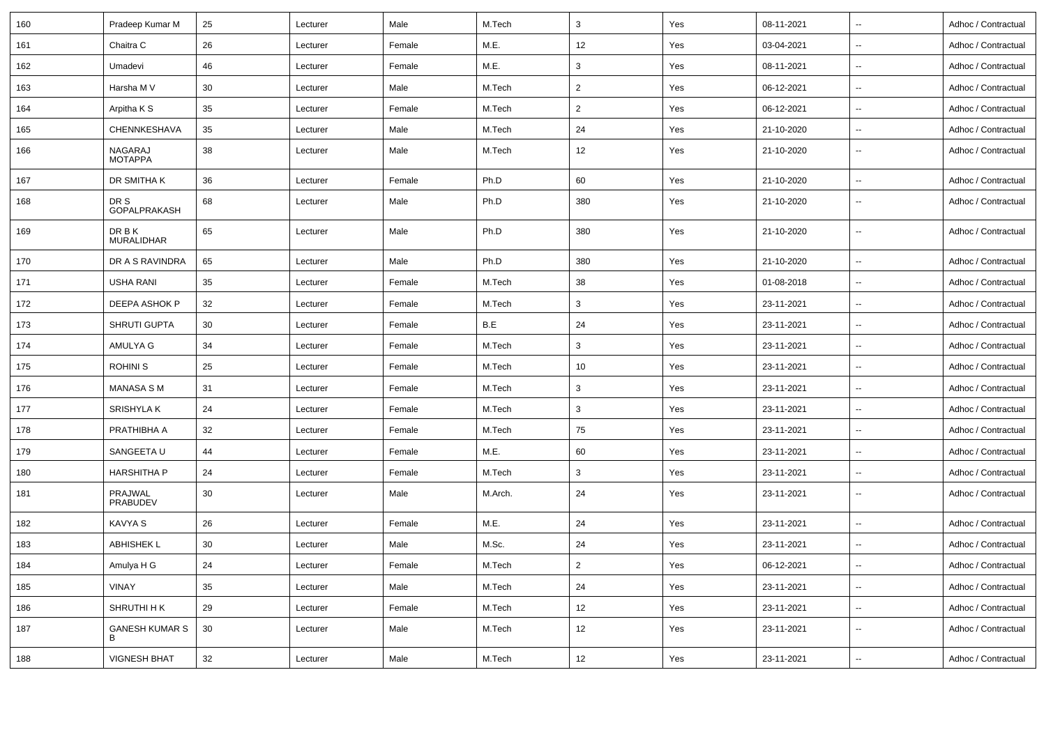| | | | | | | | | | | |
|---|---|---|---|---|---|---|---|---|---|---|
| 160 | Pradeep Kumar M | 25 | Lecturer | Male | M.Tech | 3 | Yes | 08-11-2021 | -- | Adhoc / Contractual |
| 161 | Chaitra C | 26 | Lecturer | Female | M.E. | 12 | Yes | 03-04-2021 | -- | Adhoc / Contractual |
| 162 | Umadevi | 46 | Lecturer | Female | M.E. | 3 | Yes | 08-11-2021 | -- | Adhoc / Contractual |
| 163 | Harsha M V | 30 | Lecturer | Male | M.Tech | 2 | Yes | 06-12-2021 | -- | Adhoc / Contractual |
| 164 | Arpitha K S | 35 | Lecturer | Female | M.Tech | 2 | Yes | 06-12-2021 | -- | Adhoc / Contractual |
| 165 | CHENNKESHAVA | 35 | Lecturer | Male | M.Tech | 24 | Yes | 21-10-2020 | -- | Adhoc / Contractual |
| 166 | NAGARAJ MOTAPPA | 38 | Lecturer | Male | M.Tech | 12 | Yes | 21-10-2020 | -- | Adhoc / Contractual |
| 167 | DR SMITHA K | 36 | Lecturer | Female | Ph.D | 60 | Yes | 21-10-2020 | -- | Adhoc / Contractual |
| 168 | DR S GOPALPRAKASH | 68 | Lecturer | Male | Ph.D | 380 | Yes | 21-10-2020 | -- | Adhoc / Contractual |
| 169 | DR B K MURALIDHAR | 65 | Lecturer | Male | Ph.D | 380 | Yes | 21-10-2020 | -- | Adhoc / Contractual |
| 170 | DR A S RAVINDRA | 65 | Lecturer | Male | Ph.D | 380 | Yes | 21-10-2020 | -- | Adhoc / Contractual |
| 171 | USHA RANI | 35 | Lecturer | Female | M.Tech | 38 | Yes | 01-08-2018 | -- | Adhoc / Contractual |
| 172 | DEEPA ASHOK P | 32 | Lecturer | Female | M.Tech | 3 | Yes | 23-11-2021 | -- | Adhoc / Contractual |
| 173 | SHRUTI GUPTA | 30 | Lecturer | Female | B.E | 24 | Yes | 23-11-2021 | -- | Adhoc / Contractual |
| 174 | AMULYA G | 34 | Lecturer | Female | M.Tech | 3 | Yes | 23-11-2021 | -- | Adhoc / Contractual |
| 175 | ROHINI S | 25 | Lecturer | Female | M.Tech | 10 | Yes | 23-11-2021 | -- | Adhoc / Contractual |
| 176 | MANASA S M | 31 | Lecturer | Female | M.Tech | 3 | Yes | 23-11-2021 | -- | Adhoc / Contractual |
| 177 | SRISHYLA K | 24 | Lecturer | Female | M.Tech | 3 | Yes | 23-11-2021 | -- | Adhoc / Contractual |
| 178 | PRATHIBHA A | 32 | Lecturer | Female | M.Tech | 75 | Yes | 23-11-2021 | -- | Adhoc / Contractual |
| 179 | SANGEETA U | 44 | Lecturer | Female | M.E. | 60 | Yes | 23-11-2021 | -- | Adhoc / Contractual |
| 180 | HARSHITHA P | 24 | Lecturer | Female | M.Tech | 3 | Yes | 23-11-2021 | -- | Adhoc / Contractual |
| 181 | PRAJWAL PRABUDEV | 30 | Lecturer | Male | M.Arch. | 24 | Yes | 23-11-2021 | -- | Adhoc / Contractual |
| 182 | KAVYA S | 26 | Lecturer | Female | M.E. | 24 | Yes | 23-11-2021 | -- | Adhoc / Contractual |
| 183 | ABHISHEK L | 30 | Lecturer | Male | M.Sc. | 24 | Yes | 23-11-2021 | -- | Adhoc / Contractual |
| 184 | Amulya H G | 24 | Lecturer | Female | M.Tech | 2 | Yes | 06-12-2021 | -- | Adhoc / Contractual |
| 185 | VINAY | 35 | Lecturer | Male | M.Tech | 24 | Yes | 23-11-2021 | -- | Adhoc / Contractual |
| 186 | SHRUTHI H K | 29 | Lecturer | Female | M.Tech | 12 | Yes | 23-11-2021 | -- | Adhoc / Contractual |
| 187 | GANESH KUMAR S B | 30 | Lecturer | Male | M.Tech | 12 | Yes | 23-11-2021 | -- | Adhoc / Contractual |
| 188 | VIGNESH BHAT | 32 | Lecturer | Male | M.Tech | 12 | Yes | 23-11-2021 | -- | Adhoc / Contractual |